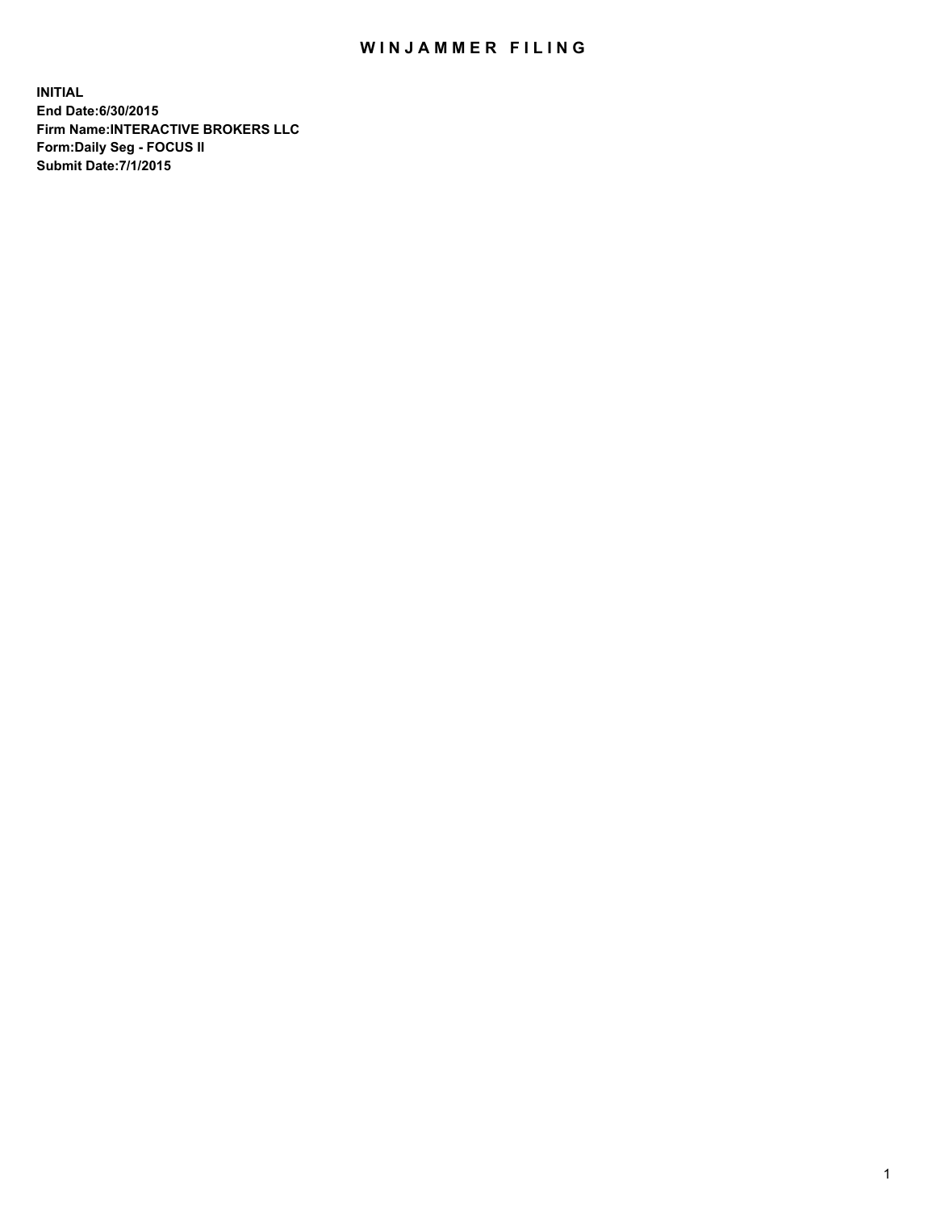# WINJAMMER FILING

**INITIAL**
**End Date:6/30/2015**
**Firm Name:INTERACTIVE BROKERS LLC**
**Form:Daily Seg - FOCUS II**
**Submit Date:7/1/2015**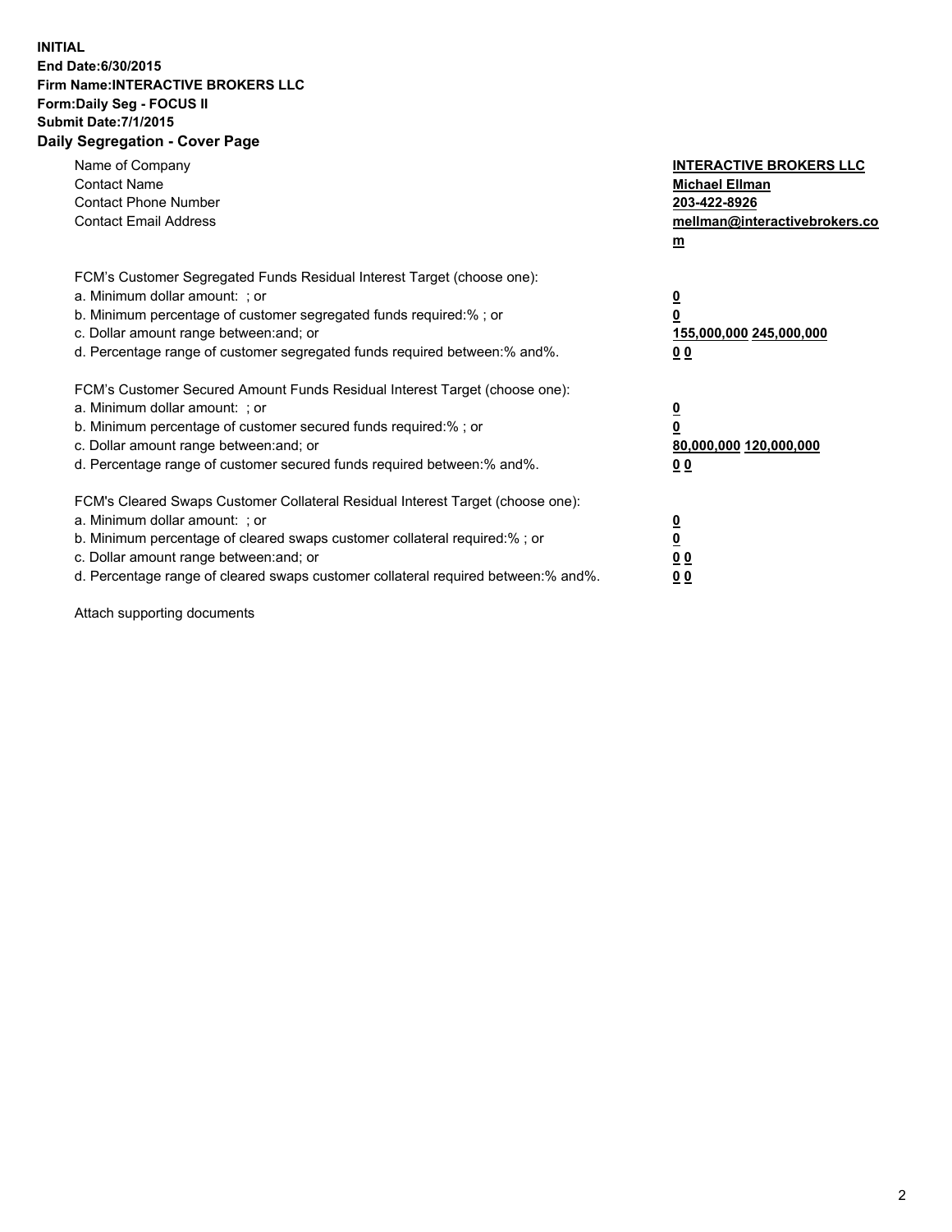**INITIAL**
**End Date:6/30/2015**
**Firm Name:INTERACTIVE BROKERS LLC**
**Form:Daily Seg - FOCUS II**
**Submit Date:7/1/2015**
**Daily Segregation - Cover Page**

| | |
|---|---|
| Name of Company | **INTERACTIVE BROKERS LLC** |
| Contact Name | **Michael Ellman** |
| Contact Phone Number | **203-422-8926** |
| Contact Email Address | **mellman@interactivebrokers.com** |

FCM's Customer Segregated Funds Residual Interest Target (choose one):

| | |
|---|---|
| a. Minimum dollar amount: ; or | **0** |
| b. Minimum percentage of customer segregated funds required:% ; or | **0** |
| c. Dollar amount range between:and; or | **155,000,000 245,000,000** |
| d. Percentage range of customer segregated funds required between:% and%. | **0 0** |

FCM's Customer Secured Amount Funds Residual Interest Target (choose one):

| | |
|---|---|
| a. Minimum dollar amount: ; or | **0** |
| b. Minimum percentage of customer secured funds required:% ; or | **0** |
| c. Dollar amount range between:and; or | **80,000,000 120,000,000** |
| d. Percentage range of customer secured funds required between:% and%. | **0 0** |

FCM's Cleared Swaps Customer Collateral Residual Interest Target (choose one):

| | |
|---|---|
| a. Minimum dollar amount: ; or | **0** |
| b. Minimum percentage of cleared swaps customer collateral required:% ; or | **0** |
| c. Dollar amount range between:and; or | **0 0** |
| d. Percentage range of cleared swaps customer collateral required between:% and%. | **0 0** |

Attach supporting documents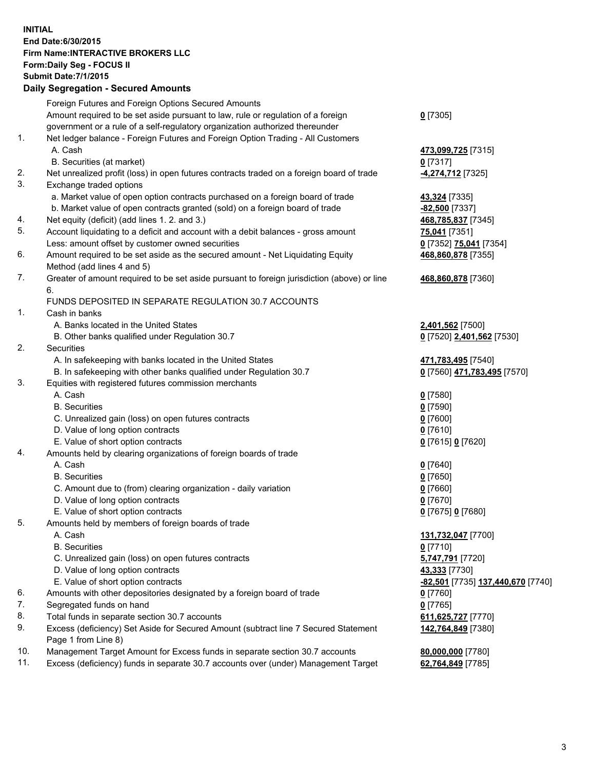**INITIAL**
**End Date:6/30/2015**
**Firm Name:INTERACTIVE BROKERS LLC**
**Form:Daily Seg - FOCUS II**
**Submit Date:7/1/2015**

### Daily Segregation - Secured Amounts

| | | |
|---|---|---|
| | Foreign Futures and Foreign Options Secured Amounts | |
| | Amount required to be set aside pursuant to law, rule or regulation of a foreign government or a rule of a self-regulatory organization authorized thereunder | **0** [7305] |
| 1. | Net ledger balance - Foreign Futures and Foreign Option Trading - All Customers | |
| | A. Cash | **473,099,725** [7315] |
| | B. Securities (at market) | **0** [7317] |
| 2. | Net unrealized profit (loss) in open futures contracts traded on a foreign board of trade | **-4,274,712** [7325] |
| 3. | Exchange traded options | |
| | a. Market value of open option contracts purchased on a foreign board of trade | **43,324** [7335] |
| | b. Market value of open contracts granted (sold) on a foreign board of trade | **-82,500** [7337] |
| 4. | Net equity (deficit) (add lines 1. 2. and 3.) | **468,785,837** [7345] |
| 5. | Account liquidating to a deficit and account with a debit balances - gross amount | **75,041** [7351] |
| | Less: amount offset by customer owned securities | **0** [7352] **75,041** [7354] |
| 6. | Amount required to be set aside as the secured amount - Net Liquidating Equity Method (add lines 4 and 5) | **468,860,878** [7355] |
| 7. | Greater of amount required to be set aside pursuant to foreign jurisdiction (above) or line 6. | **468,860,878** [7360] |
| | FUNDS DEPOSITED IN SEPARATE REGULATION 30.7 ACCOUNTS | |
| 1. | Cash in banks | |
| | A. Banks located in the United States | **2,401,562** [7500] |
| | B. Other banks qualified under Regulation 30.7 | **0** [7520] **2,401,562** [7530] |
| 2. | Securities | |
| | A. In safekeeping with banks located in the United States | **471,783,495** [7540] |
| | B. In safekeeping with other banks qualified under Regulation 30.7 | **0** [7560] **471,783,495** [7570] |
| 3. | Equities with registered futures commission merchants | |
| | A. Cash | **0** [7580] |
| | B. Securities | **0** [7590] |
| | C. Unrealized gain (loss) on open futures contracts | **0** [7600] |
| | D. Value of long option contracts | **0** [7610] |
| | E. Value of short option contracts | **0** [7615] **0** [7620] |
| 4. | Amounts held by clearing organizations of foreign boards of trade | |
| | A. Cash | **0** [7640] |
| | B. Securities | **0** [7650] |
| | C. Amount due to (from) clearing organization - daily variation | **0** [7660] |
| | D. Value of long option contracts | **0** [7670] |
| | E. Value of short option contracts | **0** [7675] **0** [7680] |
| 5. | Amounts held by members of foreign boards of trade | |
| | A. Cash | **131,732,047** [7700] |
| | B. Securities | **0** [7710] |
| | C. Unrealized gain (loss) on open futures contracts | **5,747,791** [7720] |
| | D. Value of long option contracts | **43,333** [7730] |
| | E. Value of short option contracts | **-82,501** [7735] **137,440,670** [7740] |
| 6. | Amounts with other depositories designated by a foreign board of trade | **0** [7760] |
| 7. | Segregated funds on hand | **0** [7765] |
| 8. | Total funds in separate section 30.7 accounts | **611,625,727** [7770] |
| 9. | Excess (deficiency) Set Aside for Secured Amount (subtract line 7 Secured Statement Page 1 from Line 8) | **142,764,849** [7380] |
| 10. | Management Target Amount for Excess funds in separate section 30.7 accounts | **80,000,000** [7780] |
| 11. | Excess (deficiency) funds in separate 30.7 accounts over (under) Management Target | **62,764,849** [7785] |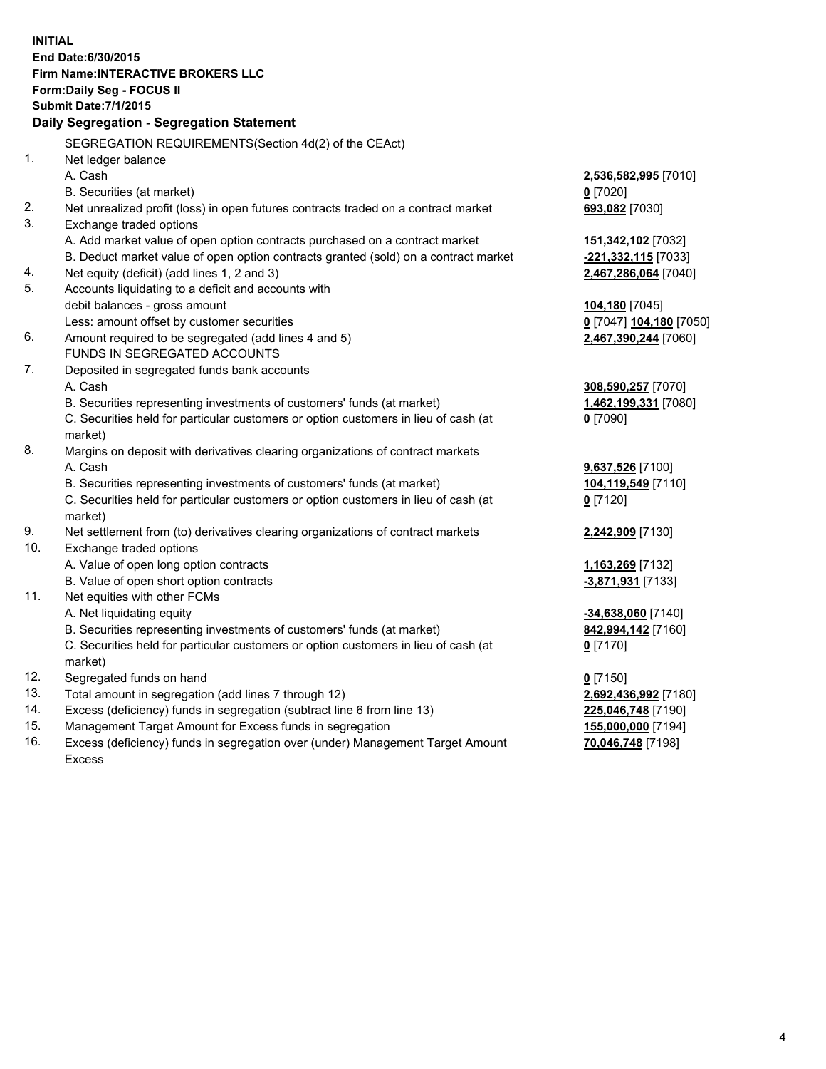**INITIAL**
**End Date:6/30/2015**
**Firm Name:INTERACTIVE BROKERS LLC**
**Form:Daily Seg - FOCUS II**
**Submit Date:7/1/2015**

## Daily Segregation - Segregation Statement

SEGREGATION REQUIREMENTS(Section 4d(2) of the CEAct)

| | | |
|---|---|---|
| 1. | Net ledger balance | |
| | A. Cash | **2,536,582,995** [7010] |
| | B. Securities (at market) | **0** [7020] |
| 2. | Net unrealized profit (loss) in open futures contracts traded on a contract market | **693,082** [7030] |
| 3. | Exchange traded options | |
| | A. Add market value of open option contracts purchased on a contract market | **151,342,102** [7032] |
| | B. Deduct market value of open option contracts granted (sold) on a contract market | **-221,332,115** [7033] |
| 4. | Net equity (deficit) (add lines 1, 2 and 3) | **2,467,286,064** [7040] |
| 5. | Accounts liquidating to a deficit and accounts with debit balances - gross amount | **104,180** [7045] |
| | Less: amount offset by customer securities | **0** [7047] **104,180** [7050] |
| 6. | Amount required to be segregated (add lines 4 and 5) | **2,467,390,244** [7060] |
| | FUNDS IN SEGREGATED ACCOUNTS | |
| 7. | Deposited in segregated funds bank accounts | |
| | A. Cash | **308,590,257** [7070] |
| | B. Securities representing investments of customers' funds (at market) | **1,462,199,331** [7080] |
| | C. Securities held for particular customers or option customers in lieu of cash (at market) | **0** [7090] |
| 8. | Margins on deposit with derivatives clearing organizations of contract markets | |
| | A. Cash | **9,637,526** [7100] |
| | B. Securities representing investments of customers' funds (at market) | **104,119,549** [7110] |
| | C. Securities held for particular customers or option customers in lieu of cash (at market) | **0** [7120] |
| 9. | Net settlement from (to) derivatives clearing organizations of contract markets | **2,242,909** [7130] |
| 10. | Exchange traded options | |
| | A. Value of open long option contracts | **1,163,269** [7132] |
| | B. Value of open short option contracts | **-3,871,931** [7133] |
| 11. | Net equities with other FCMs | |
| | A. Net liquidating equity | **-34,638,060** [7140] |
| | B. Securities representing investments of customers' funds (at market) | **842,994,142** [7160] |
| | C. Securities held for particular customers or option customers in lieu of cash (at market) | **0** [7170] |
| 12. | Segregated funds on hand | **0** [7150] |
| 13. | Total amount in segregation (add lines 7 through 12) | **2,692,436,992** [7180] |
| 14. | Excess (deficiency) funds in segregation (subtract line 6 from line 13) | **225,046,748** [7190] |
| 15. | Management Target Amount for Excess funds in segregation | **155,000,000** [7194] |
| 16. | Excess (deficiency) funds in segregation over (under) Management Target Amount Excess | **70,046,748** [7198] |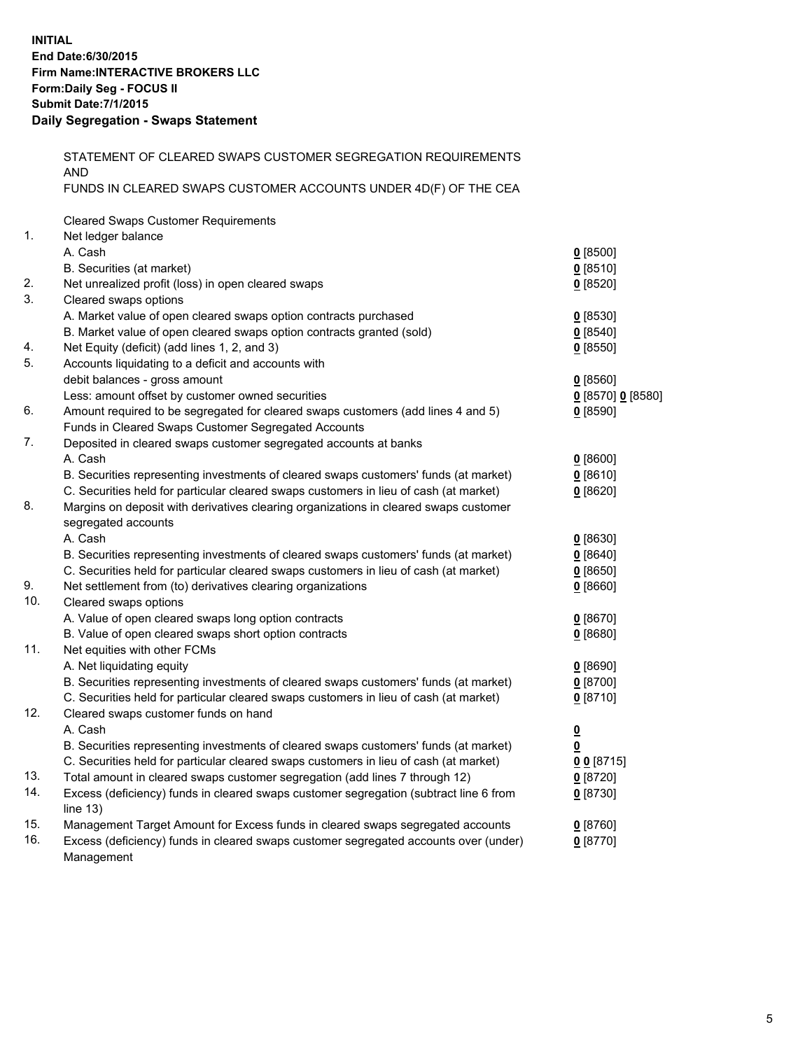**INITIAL**
**End Date:6/30/2015**
**Firm Name:INTERACTIVE BROKERS LLC**
**Form:Daily Seg - FOCUS II**
**Submit Date:7/1/2015**
**Daily Segregation - Swaps Statement**

STATEMENT OF CLEARED SWAPS CUSTOMER SEGREGATION REQUIREMENTS AND FUNDS IN CLEARED SWAPS CUSTOMER ACCOUNTS UNDER 4D(F) OF THE CEA

| | | |
|---|---|---|
| | Cleared Swaps Customer Requirements | |
| 1. | Net ledger balance | |
| | A. Cash | 0 [8500] |
| | B. Securities (at market) | 0 [8510] |
| 2. | Net unrealized profit (loss) in open cleared swaps | 0 [8520] |
| 3. | Cleared swaps options | |
| | A. Market value of open cleared swaps option contracts purchased | 0 [8530] |
| | B. Market value of open cleared swaps option contracts granted (sold) | 0 [8540] |
| 4. | Net Equity (deficit) (add lines 1, 2, and 3) | 0 [8550] |
| 5. | Accounts liquidating to a deficit and accounts with debit balances - gross amount | 0 [8560] |
| | Less: amount offset by customer owned securities | 0 [8570] 0 [8580] |
| 6. | Amount required to be segregated for cleared swaps customers (add lines 4 and 5) | 0 [8590] |
| | Funds in Cleared Swaps Customer Segregated Accounts | |
| 7. | Deposited in cleared swaps customer segregated accounts at banks | |
| | A. Cash | 0 [8600] |
| | B. Securities representing investments of cleared swaps customers' funds (at market) | 0 [8610] |
| | C. Securities held for particular cleared swaps customers in lieu of cash (at market) | 0 [8620] |
| 8. | Margins on deposit with derivatives clearing organizations in cleared swaps customer segregated accounts | |
| | A. Cash | 0 [8630] |
| | B. Securities representing investments of cleared swaps customers' funds (at market) | 0 [8640] |
| | C. Securities held for particular cleared swaps customers in lieu of cash (at market) | 0 [8650] |
| 9. | Net settlement from (to) derivatives clearing organizations | 0 [8660] |
| 10. | Cleared swaps options | |
| | A. Value of open cleared swaps long option contracts | 0 [8670] |
| | B. Value of open cleared swaps short option contracts | 0 [8680] |
| 11. | Net equities with other FCMs | |
| | A. Net liquidating equity | 0 [8690] |
| | B. Securities representing investments of cleared swaps customers' funds (at market) | 0 [8700] |
| | C. Securities held for particular cleared swaps customers in lieu of cash (at market) | 0 [8710] |
| 12. | Cleared swaps customer funds on hand | |
| | A. Cash | 0 |
| | B. Securities representing investments of cleared swaps customers' funds (at market) | 0 |
| | C. Securities held for particular cleared swaps customers in lieu of cash (at market) | 0 0 [8715] |
| 13. | Total amount in cleared swaps customer segregation (add lines 7 through 12) | 0 [8720] |
| 14. | Excess (deficiency) funds in cleared swaps customer segregation (subtract line 6 from line 13) | 0 [8730] |
| 15. | Management Target Amount for Excess funds in cleared swaps segregated accounts | 0 [8760] |
| 16. | Excess (deficiency) funds in cleared swaps customer segregated accounts over (under) Management | 0 [8770] |